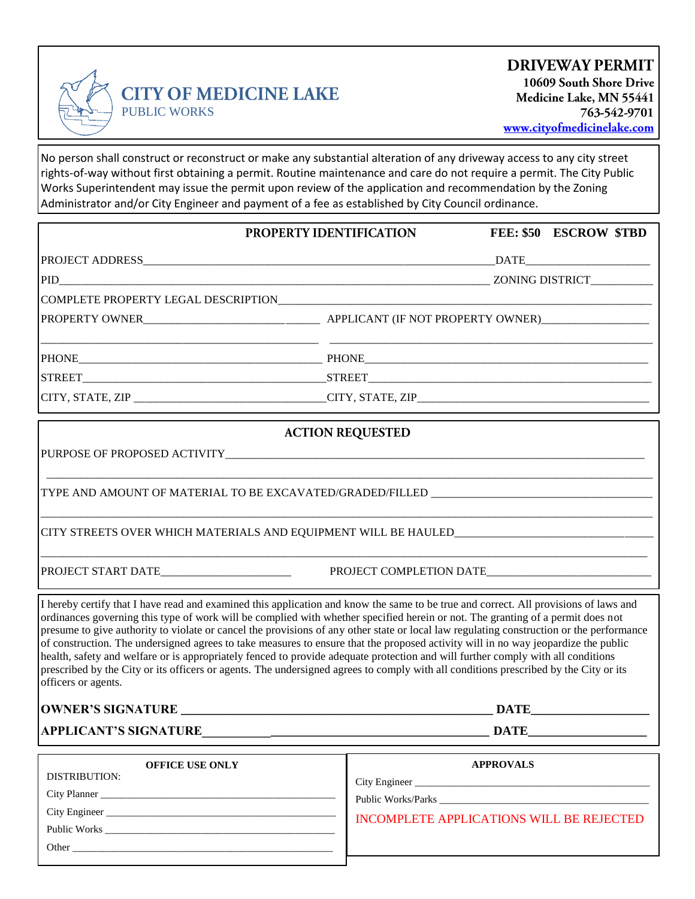# CITY OF MEDICINE LAKE
PUBLIC WORKS

## DRIVEWAY PERMIT
**10609 South Shore Drive**
**Medicine Lake, MN 55441**
**763-542-9701**
**www.cityofmedicinelake.com**

No person shall construct or reconstruct or make any substantial alteration of any driveway access to any city street rights-of-way without first obtaining a permit. Routine maintenance and care do not require a permit. The City Public Works Superintendent may issue the permit upon review of the application and recommendation by the Zoning Administrator and/or City Engineer and payment of a fee as established by City Council ordinance.

### PROPERTY IDENTIFICATION
**FEE: $50 ESCROW $TBD**

PROJECT ADDRESS_______________________________________________ DATE____________________

PID_______________________________________________________ ZONING DISTRICT__________

COMPLETE PROPERTY LEGAL DESCRIPTION_________________________________________________

PROPERTY OWNER______________________________ APPLICANT (IF NOT PROPERTY OWNER)________________

_______________________________________ _______________________________________

PHONE_____________________________________ PHONE_____________________________________

STREET____________________________________ STREET____________________________________

CITY, STATE, ZIP __________________________ CITY, STATE, ZIP__________________________

### ACTION REQUESTED

PURPOSE OF PROPOSED ACTIVITY_______________________________________________________

_____________________________________________________________________________

TYPE AND AMOUNT OF MATERIAL TO BE EXCAVATED/GRADED/FILLED ___________________________

_____________________________________________________________________________

CITY STREETS OVER WHICH MATERIALS AND EQUIPMENT WILL BE HAULED________________________

_____________________________________________________________________________

PROJECT START DATE______________________ PROJECT COMPLETION DATE__________________________

I hereby certify that I have read and examined this application and know the same to be true and correct. All provisions of laws and ordinances governing this type of work will be complied with whether specified herein or not. The granting of a permit does not presume to give authority to violate or cancel the provisions of any other state or local law regulating construction or the performance of construction. The undersigned agrees to take measures to ensure that the proposed activity will in no way jeopardize the public health, safety and welfare or is appropriately fenced to provide adequate protection and will further comply with all conditions prescribed by the City or its officers or agents. The undersigned agrees to comply with all conditions prescribed by the City or its officers or agents.

**OWNER'S SIGNATURE ______________________________________________ DATE__________________**

**APPLICANT'S SIGNATURE___________________________________________ DATE__________________**

**OFFICE USE ONLY**

DISTRIBUTION:

City Planner ____________________________________________

City Engineer ___________________________________________

Public Works ____________________________________________

Other __________________________________________________

**APPROVALS**

City Engineer ___________________________________________

Public Works/Parks ______________________________________

INCOMPLETE APPLICATIONS WILL BE REJECTED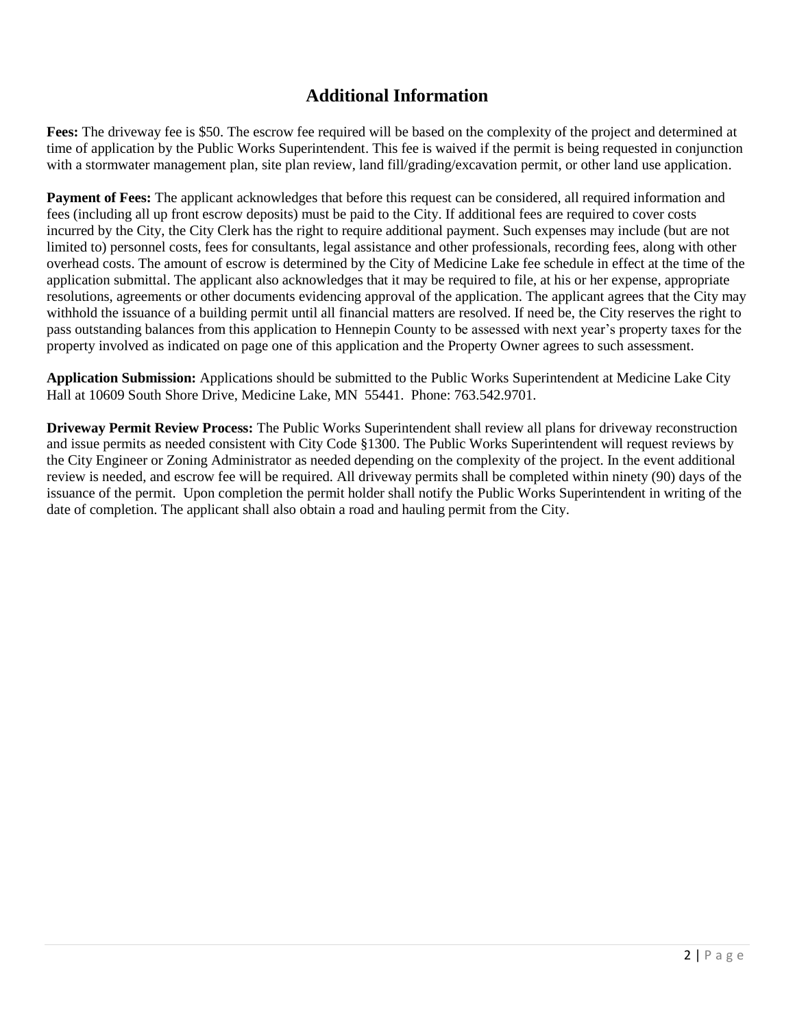# Additional Information

**Fees:** The driveway fee is $50. The escrow fee required will be based on the complexity of the project and determined at time of application by the Public Works Superintendent. This fee is waived if the permit is being requested in conjunction with a stormwater management plan, site plan review, land fill/grading/excavation permit, or other land use application.

**Payment of Fees:** The applicant acknowledges that before this request can be considered, all required information and fees (including all up front escrow deposits) must be paid to the City. If additional fees are required to cover costs incurred by the City, the City Clerk has the right to require additional payment. Such expenses may include (but are not limited to) personnel costs, fees for consultants, legal assistance and other professionals, recording fees, along with other overhead costs. The amount of escrow is determined by the City of Medicine Lake fee schedule in effect at the time of the application submittal. The applicant also acknowledges that it may be required to file, at his or her expense, appropriate resolutions, agreements or other documents evidencing approval of the application. The applicant agrees that the City may withhold the issuance of a building permit until all financial matters are resolved. If need be, the City reserves the right to pass outstanding balances from this application to Hennepin County to be assessed with next year's property taxes for the property involved as indicated on page one of this application and the Property Owner agrees to such assessment.

**Application Submission:** Applications should be submitted to the Public Works Superintendent at Medicine Lake City Hall at 10609 South Shore Drive, Medicine Lake, MN 55441. Phone: 763.542.9701.

**Driveway Permit Review Process:** The Public Works Superintendent shall review all plans for driveway reconstruction and issue permits as needed consistent with City Code §1300. The Public Works Superintendent will request reviews by the City Engineer or Zoning Administrator as needed depending on the complexity of the project. In the event additional review is needed, and escrow fee will be required. All driveway permits shall be completed within ninety (90) days of the issuance of the permit. Upon completion the permit holder shall notify the Public Works Superintendent in writing of the date of completion. The applicant shall also obtain a road and hauling permit from the City.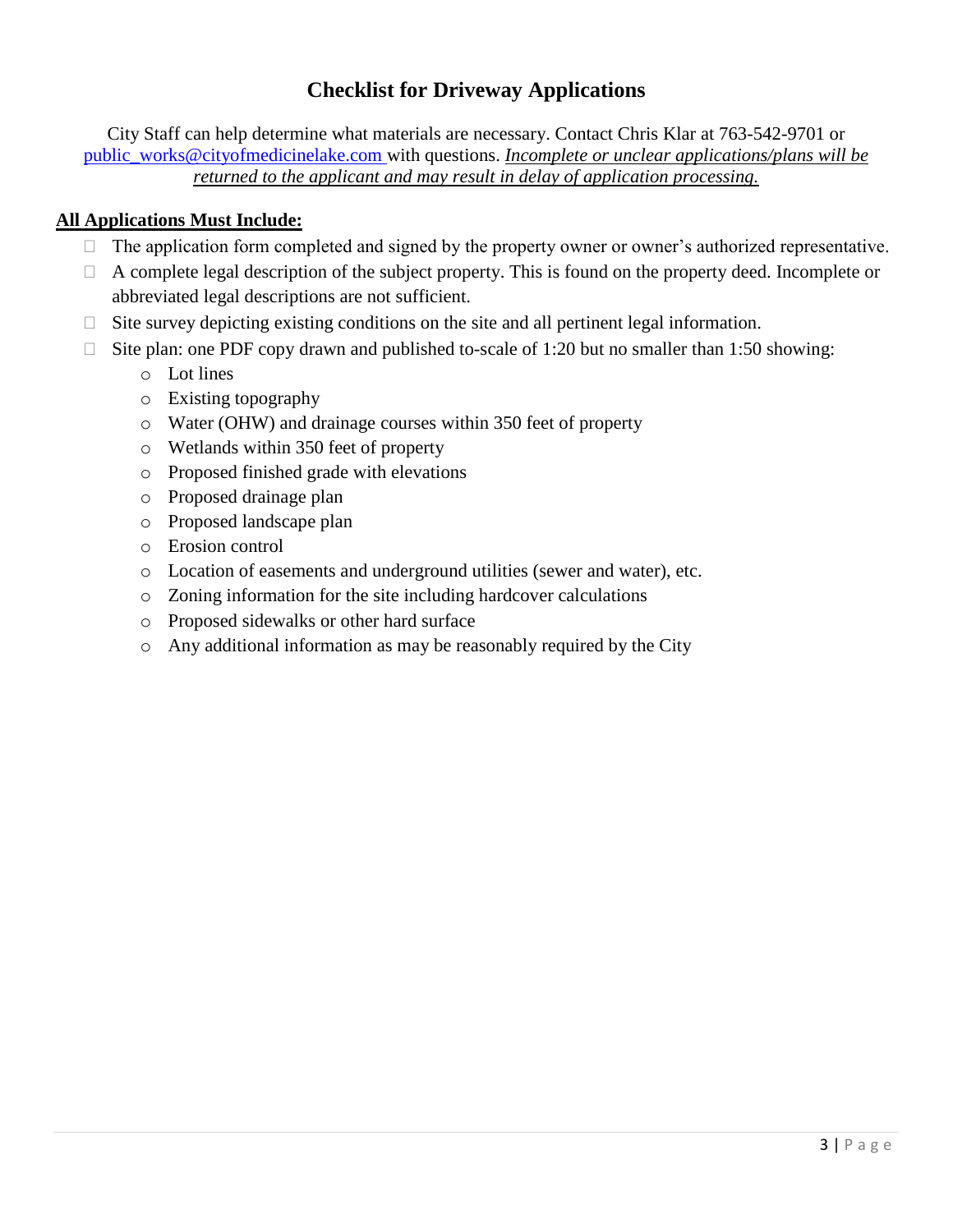# Checklist for Driveway Applications

City Staff can help determine what materials are necessary. Contact Chris Klar at 763-542-9701 or public_works@cityofmedicinelake.com with questions. *Incomplete or unclear applications/plans will be returned to the applicant and may result in delay of application processing.*

**All Applications Must Include:**

- ☐ The application form completed and signed by the property owner or owner's authorized representative.
- ☐ A complete legal description of the subject property. This is found on the property deed. Incomplete or abbreviated legal descriptions are not sufficient.
- ☐ Site survey depicting existing conditions on the site and all pertinent legal information.
- ☐ Site plan: one PDF copy drawn and published to-scale of 1:20 but no smaller than 1:50 showing:
  - Lot lines
  - Existing topography
  - Water (OHW) and drainage courses within 350 feet of property
  - Wetlands within 350 feet of property
  - Proposed finished grade with elevations
  - Proposed drainage plan
  - Proposed landscape plan
  - Erosion control
  - Location of easements and underground utilities (sewer and water), etc.
  - Zoning information for the site including hardcover calculations
  - Proposed sidewalks or other hard surface
  - Any additional information as may be reasonably required by the City